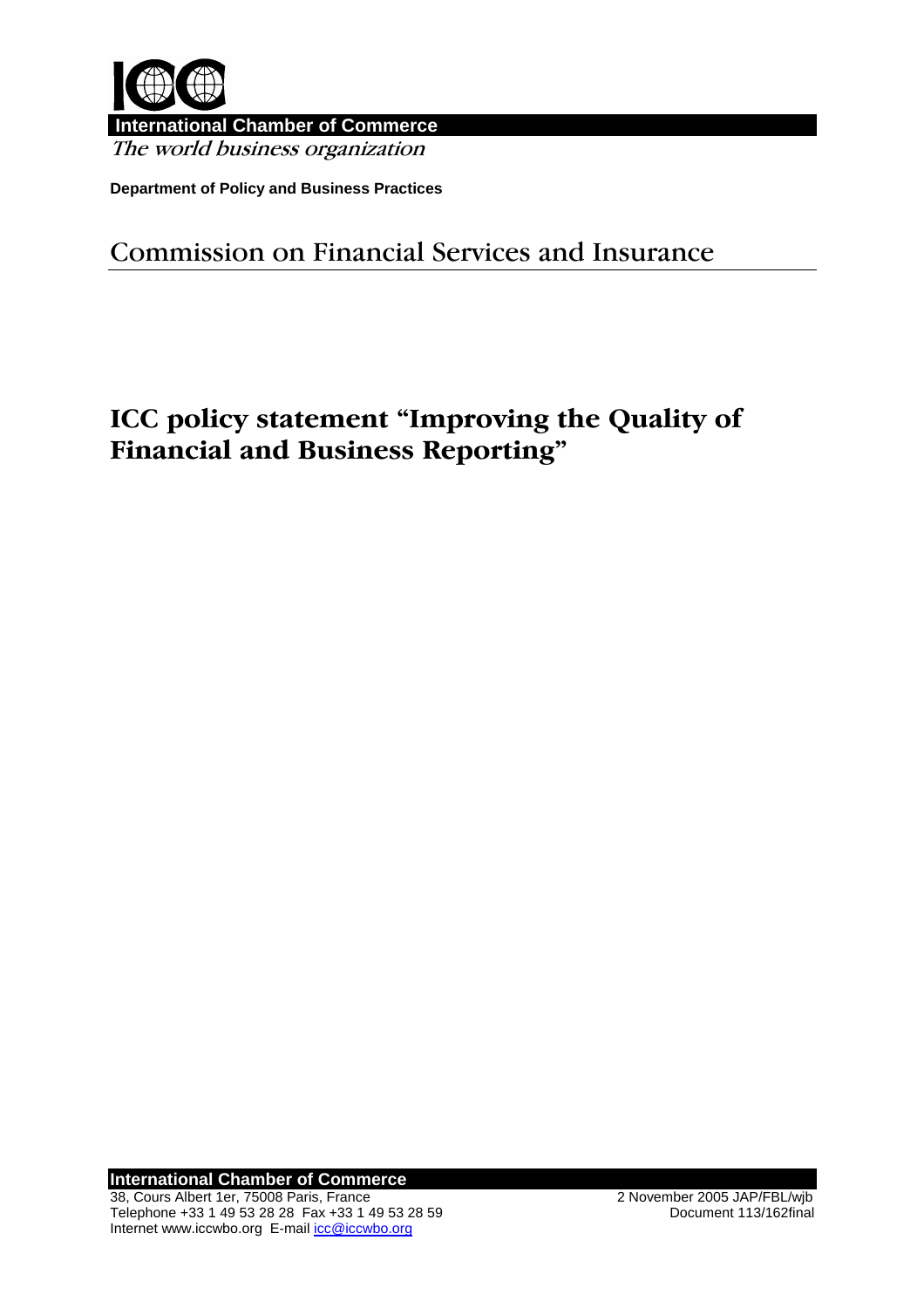**International Chamber of Commerce**

*The world business organization*

**Department of Policy and Business Practices**

## Commission on Financial Services and Insurance

# ICC policy statement "Improving the Quality of Financial and Business Reporting"

**International Chamber of Commerce**

38, Cours Albert 1er, 75008 Paris, France
Telephone +33 1 49 53 28 28 Fax +33 1 49 53 28 59
Internet www.iccwbo.org E-mail icc@iccwbo.org

2 November 2005 JAP/FBL/wjb
Document 113/162final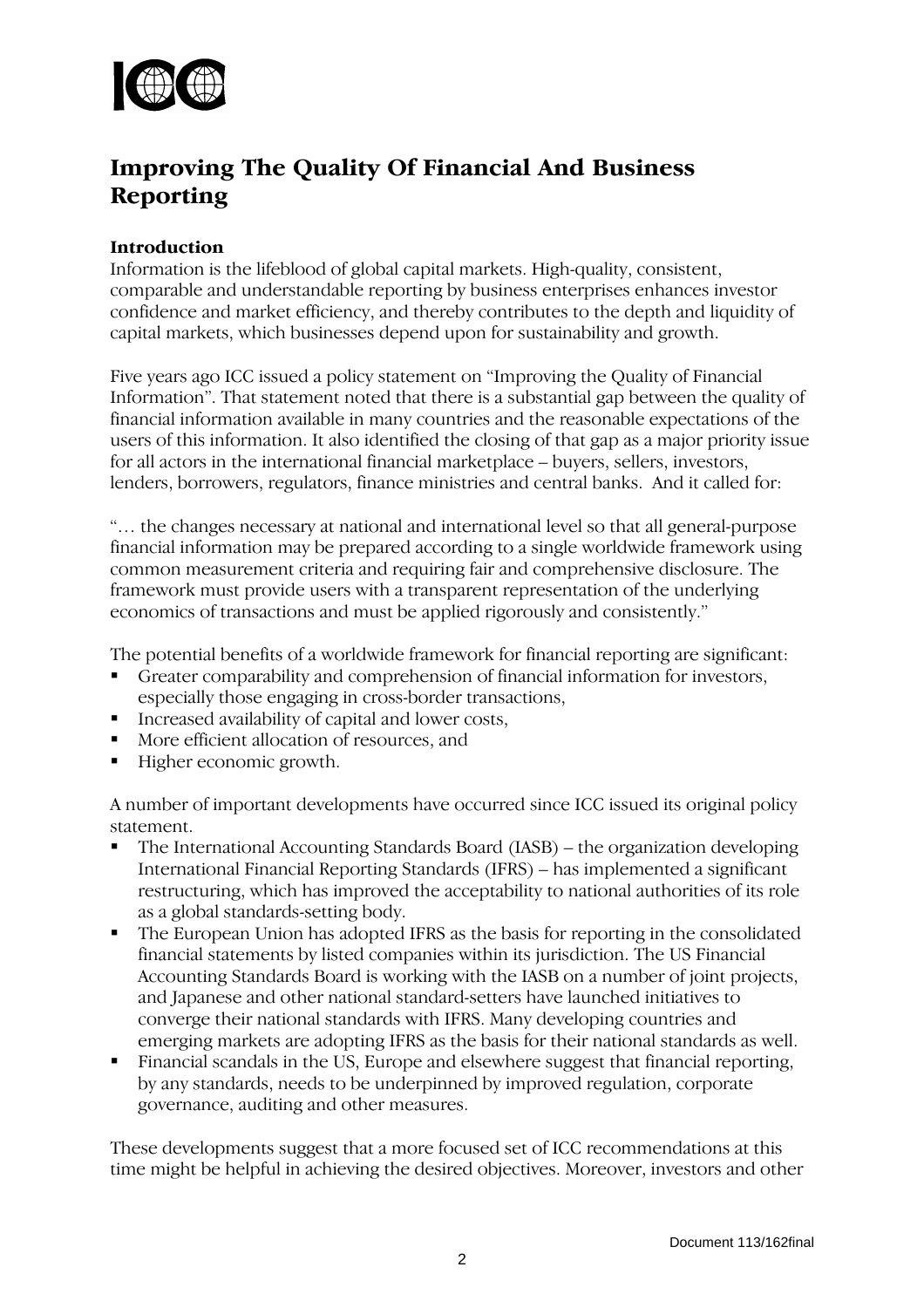ICC

# Improving The Quality Of Financial And Business Reporting

**Introduction**

Information is the lifeblood of global capital markets. High-quality, consistent, comparable and understandable reporting by business enterprises enhances investor confidence and market efficiency, and thereby contributes to the depth and liquidity of capital markets, which businesses depend upon for sustainability and growth.

Five years ago ICC issued a policy statement on "Improving the Quality of Financial Information". That statement noted that there is a substantial gap between the quality of financial information available in many countries and the reasonable expectations of the users of this information. It also identified the closing of that gap as a major priority issue for all actors in the international financial marketplace – buyers, sellers, investors, lenders, borrowers, regulators, finance ministries and central banks. And it called for:

"… the changes necessary at national and international level so that all general-purpose financial information may be prepared according to a single worldwide framework using common measurement criteria and requiring fair and comprehensive disclosure. The framework must provide users with a transparent representation of the underlying economics of transactions and must be applied rigorously and consistently."

The potential benefits of a worldwide framework for financial reporting are significant:

- Greater comparability and comprehension of financial information for investors, especially those engaging in cross-border transactions,
- Increased availability of capital and lower costs,
- More efficient allocation of resources, and
- Higher economic growth.

A number of important developments have occurred since ICC issued its original policy statement.

- The International Accounting Standards Board (IASB) – the organization developing International Financial Reporting Standards (IFRS) – has implemented a significant restructuring, which has improved the acceptability to national authorities of its role as a global standards-setting body.
- The European Union has adopted IFRS as the basis for reporting in the consolidated financial statements by listed companies within its jurisdiction. The US Financial Accounting Standards Board is working with the IASB on a number of joint projects, and Japanese and other national standard-setters have launched initiatives to converge their national standards with IFRS. Many developing countries and emerging markets are adopting IFRS as the basis for their national standards as well.
- Financial scandals in the US, Europe and elsewhere suggest that financial reporting, by any standards, needs to be underpinned by improved regulation, corporate governance, auditing and other measures.

These developments suggest that a more focused set of ICC recommendations at this time might be helpful in achieving the desired objectives. Moreover, investors and other

Document 113/162final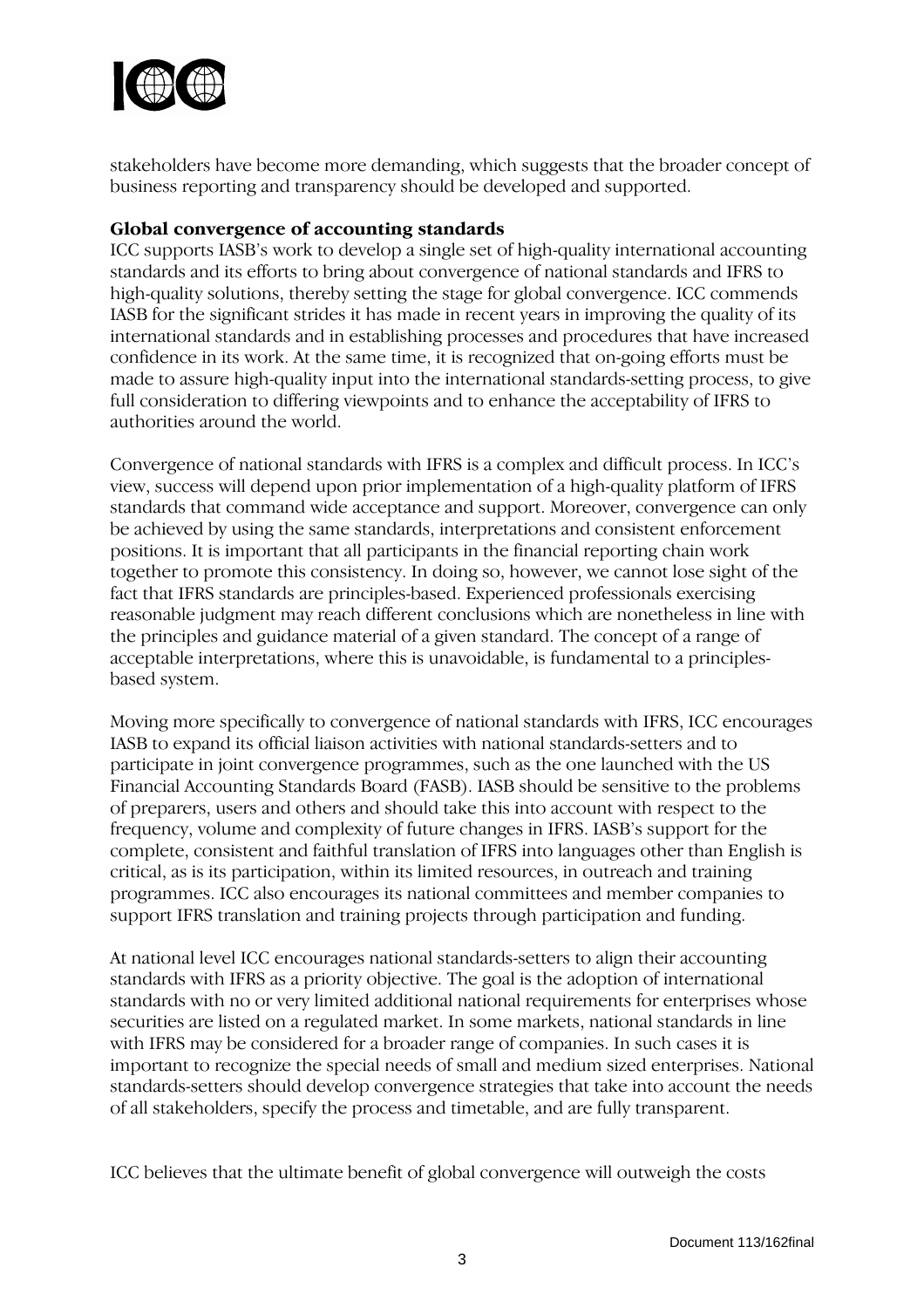stakeholders have become more demanding, which suggests that the broader concept of business reporting and transparency should be developed and supported.

**Global convergence of accounting standards**

ICC supports IASB's work to develop a single set of high-quality international accounting standards and its efforts to bring about convergence of national standards and IFRS to high-quality solutions, thereby setting the stage for global convergence. ICC commends IASB for the significant strides it has made in recent years in improving the quality of its international standards and in establishing processes and procedures that have increased confidence in its work. At the same time, it is recognized that on-going efforts must be made to assure high-quality input into the international standards-setting process, to give full consideration to differing viewpoints and to enhance the acceptability of IFRS to authorities around the world.

Convergence of national standards with IFRS is a complex and difficult process. In ICC's view, success will depend upon prior implementation of a high-quality platform of IFRS standards that command wide acceptance and support. Moreover, convergence can only be achieved by using the same standards, interpretations and consistent enforcement positions. It is important that all participants in the financial reporting chain work together to promote this consistency. In doing so, however, we cannot lose sight of the fact that IFRS standards are principles-based. Experienced professionals exercising reasonable judgment may reach different conclusions which are nonetheless in line with the principles and guidance material of a given standard. The concept of a range of acceptable interpretations, where this is unavoidable, is fundamental to a principles-based system.

Moving more specifically to convergence of national standards with IFRS, ICC encourages IASB to expand its official liaison activities with national standards-setters and to participate in joint convergence programmes, such as the one launched with the US Financial Accounting Standards Board (FASB). IASB should be sensitive to the problems of preparers, users and others and should take this into account with respect to the frequency, volume and complexity of future changes in IFRS. IASB's support for the complete, consistent and faithful translation of IFRS into languages other than English is critical, as is its participation, within its limited resources, in outreach and training programmes. ICC also encourages its national committees and member companies to support IFRS translation and training projects through participation and funding.

At national level ICC encourages national standards-setters to align their accounting standards with IFRS as a priority objective. The goal is the adoption of international standards with no or very limited additional national requirements for enterprises whose securities are listed on a regulated market. In some markets, national standards in line with IFRS may be considered for a broader range of companies. In such cases it is important to recognize the special needs of small and medium sized enterprises. National standards-setters should develop convergence strategies that take into account the needs of all stakeholders, specify the process and timetable, and are fully transparent.

ICC believes that the ultimate benefit of global convergence will outweigh the costs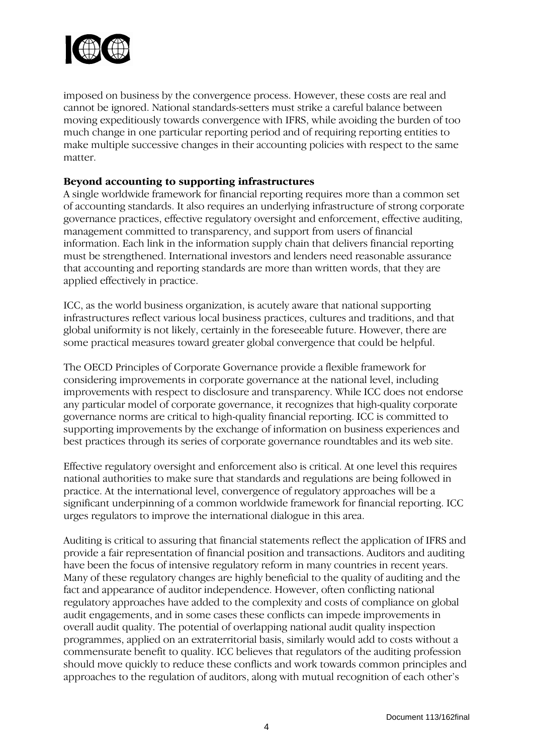imposed on business by the convergence process. However, these costs are real and cannot be ignored. National standards-setters must strike a careful balance between moving expeditiously towards convergence with IFRS, while avoiding the burden of too much change in one particular reporting period and of requiring reporting entities to make multiple successive changes in their accounting policies with respect to the same matter.

**Beyond accounting to supporting infrastructures**

A single worldwide framework for financial reporting requires more than a common set of accounting standards. It also requires an underlying infrastructure of strong corporate governance practices, effective regulatory oversight and enforcement, effective auditing, management committed to transparency, and support from users of financial information. Each link in the information supply chain that delivers financial reporting must be strengthened. International investors and lenders need reasonable assurance that accounting and reporting standards are more than written words, that they are applied effectively in practice.

ICC, as the world business organization, is acutely aware that national supporting infrastructures reflect various local business practices, cultures and traditions, and that global uniformity is not likely, certainly in the foreseeable future. However, there are some practical measures toward greater global convergence that could be helpful.

The OECD Principles of Corporate Governance provide a flexible framework for considering improvements in corporate governance at the national level, including improvements with respect to disclosure and transparency. While ICC does not endorse any particular model of corporate governance, it recognizes that high-quality corporate governance norms are critical to high-quality financial reporting. ICC is committed to supporting improvements by the exchange of information on business experiences and best practices through its series of corporate governance roundtables and its web site.

Effective regulatory oversight and enforcement also is critical. At one level this requires national authorities to make sure that standards and regulations are being followed in practice. At the international level, convergence of regulatory approaches will be a significant underpinning of a common worldwide framework for financial reporting. ICC urges regulators to improve the international dialogue in this area.

Auditing is critical to assuring that financial statements reflect the application of IFRS and provide a fair representation of financial position and transactions. Auditors and auditing have been the focus of intensive regulatory reform in many countries in recent years. Many of these regulatory changes are highly beneficial to the quality of auditing and the fact and appearance of auditor independence. However, often conflicting national regulatory approaches have added to the complexity and costs of compliance on global audit engagements, and in some cases these conflicts can impede improvements in overall audit quality. The potential of overlapping national audit quality inspection programmes, applied on an extraterritorial basis, similarly would add to costs without a commensurate benefit to quality. ICC believes that regulators of the auditing profession should move quickly to reduce these conflicts and work towards common principles and approaches to the regulation of auditors, along with mutual recognition of each other's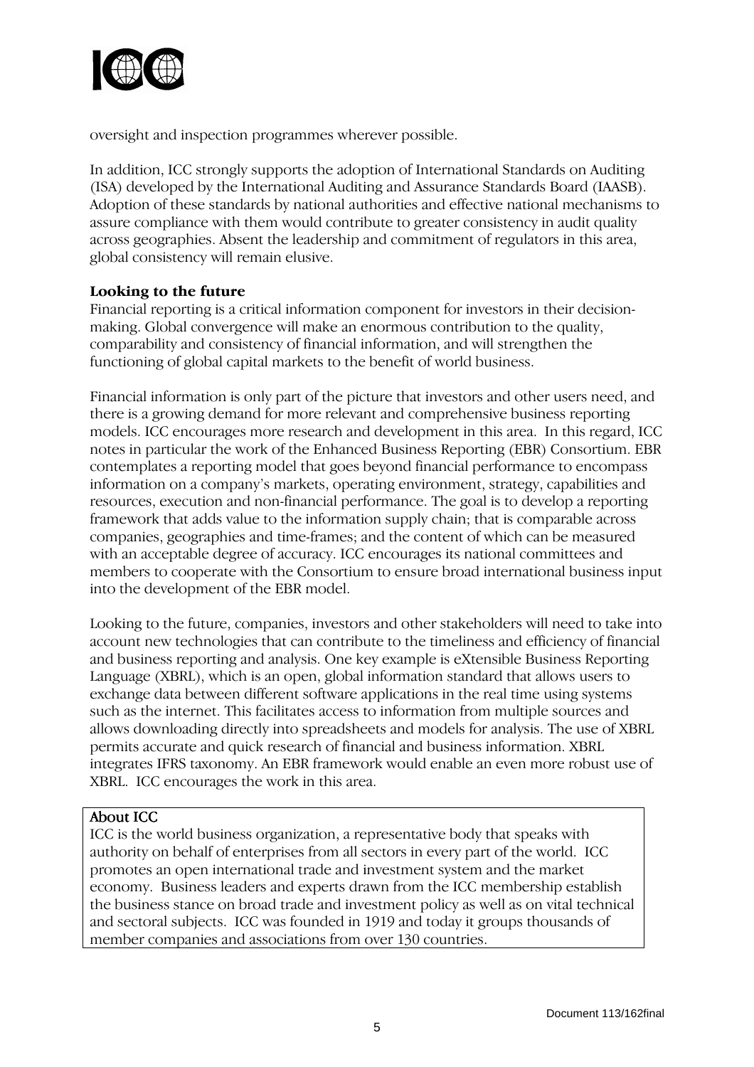oversight and inspection programmes wherever possible.

In addition, ICC strongly supports the adoption of International Standards on Auditing (ISA) developed by the International Auditing and Assurance Standards Board (IAASB). Adoption of these standards by national authorities and effective national mechanisms to assure compliance with them would contribute to greater consistency in audit quality across geographies. Absent the leadership and commitment of regulators in this area, global consistency will remain elusive.

**Looking to the future**

Financial reporting is a critical information component for investors in their decision-making. Global convergence will make an enormous contribution to the quality, comparability and consistency of financial information, and will strengthen the functioning of global capital markets to the benefit of world business.

Financial information is only part of the picture that investors and other users need, and there is a growing demand for more relevant and comprehensive business reporting models. ICC encourages more research and development in this area. In this regard, ICC notes in particular the work of the Enhanced Business Reporting (EBR) Consortium. EBR contemplates a reporting model that goes beyond financial performance to encompass information on a company's markets, operating environment, strategy, capabilities and resources, execution and non-financial performance. The goal is to develop a reporting framework that adds value to the information supply chain; that is comparable across companies, geographies and time-frames; and the content of which can be measured with an acceptable degree of accuracy. ICC encourages its national committees and members to cooperate with the Consortium to ensure broad international business input into the development of the EBR model.

Looking to the future, companies, investors and other stakeholders will need to take into account new technologies that can contribute to the timeliness and efficiency of financial and business reporting and analysis. One key example is eXtensible Business Reporting Language (XBRL), which is an open, global information standard that allows users to exchange data between different software applications in the real time using systems such as the internet. This facilitates access to information from multiple sources and allows downloading directly into spreadsheets and models for analysis. The use of XBRL permits accurate and quick research of financial and business information. XBRL integrates IFRS taxonomy. An EBR framework would enable an even more robust use of XBRL. ICC encourages the work in this area.

**About ICC**

ICC is the world business organization, a representative body that speaks with authority on behalf of enterprises from all sectors in every part of the world. ICC promotes an open international trade and investment system and the market economy. Business leaders and experts drawn from the ICC membership establish the business stance on broad trade and investment policy as well as on vital technical and sectoral subjects. ICC was founded in 1919 and today it groups thousands of member companies and associations from over 130 countries.

Document 113/162final